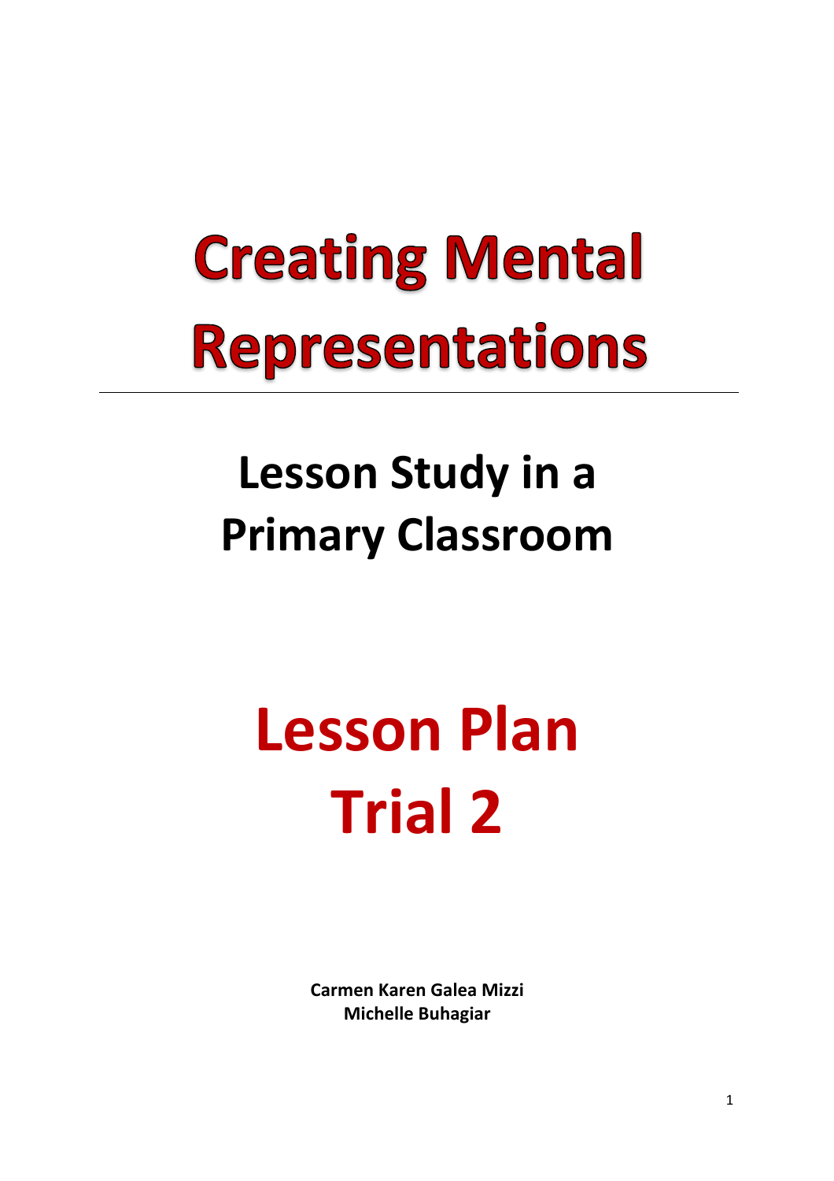# Creating Mental Representations

---

## Lesson Study in a Primary Classroom

# Lesson Plan Trial 2

**Carmen Karen Galea Mizzi**
**Michelle Buhagiar**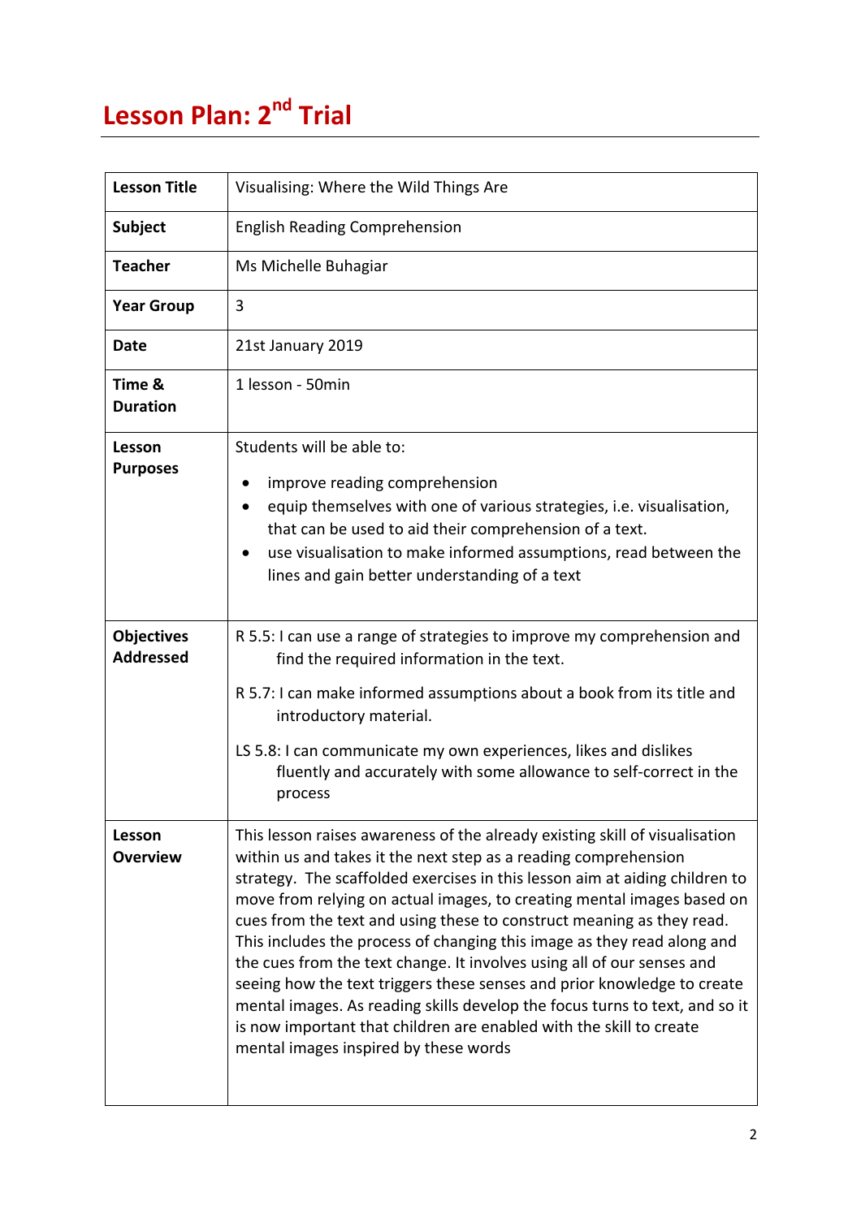# Lesson Plan: 2nd Trial

| | |
|---|---|
| **Lesson Title** | Visualising: Where the Wild Things Are |
| **Subject** | English Reading Comprehension |
| **Teacher** | Ms Michelle Buhagiar |
| **Year Group** | 3 |
| **Date** | 21st January 2019 |
| **Time & Duration** | 1 lesson - 50min |
| **Lesson Purposes** | Students will be able to:<br>• improve reading comprehension<br>• equip themselves with one of various strategies, i.e. visualisation, that can be used to aid their comprehension of a text.<br>• use visualisation to make informed assumptions, read between the lines and gain better understanding of a text |
| **Objectives Addressed** | R 5.5: I can use a range of strategies to improve my comprehension and find the required information in the text.<br>R 5.7: I can make informed assumptions about a book from its title and introductory material.<br>LS 5.8: I can communicate my own experiences, likes and dislikes fluently and accurately with some allowance to self-correct in the process |
| **Lesson Overview** | This lesson raises awareness of the already existing skill of visualisation within us and takes it the next step as a reading comprehension strategy. The scaffolded exercises in this lesson aim at aiding children to move from relying on actual images, to creating mental images based on cues from the text and using these to construct meaning as they read. This includes the process of changing this image as they read along and the cues from the text change. It involves using all of our senses and seeing how the text triggers these senses and prior knowledge to create mental images. As reading skills develop the focus turns to text, and so it is now important that children are enabled with the skill to create mental images inspired by these words |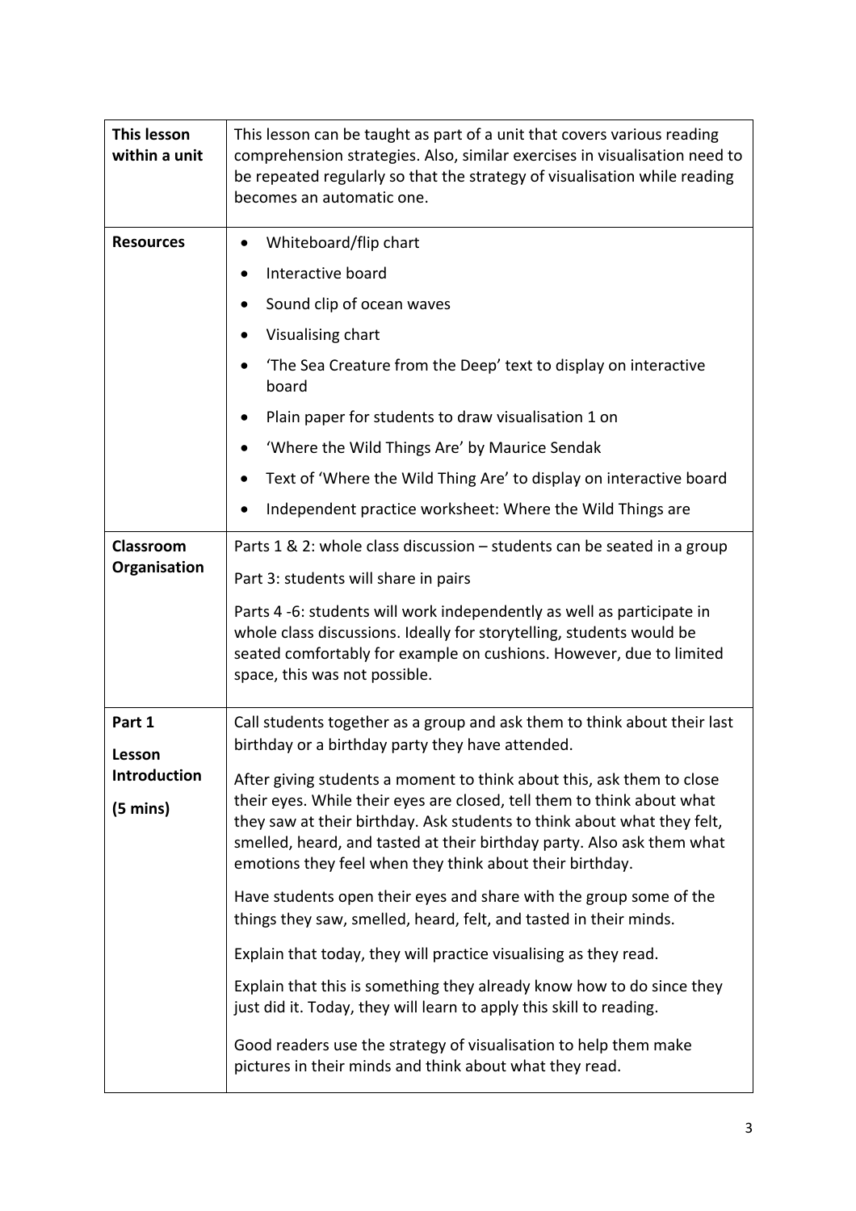| | |
|---|---|
| **This lesson within a unit** | This lesson can be taught as part of a unit that covers various reading comprehension strategies. Also, similar exercises in visualisation need to be repeated regularly so that the strategy of visualisation while reading becomes an automatic one. |
| **Resources** | • Whiteboard/flip chart<br>• Interactive board<br>• Sound clip of ocean waves<br>• Visualising chart<br>• 'The Sea Creature from the Deep' text to display on interactive board<br>• Plain paper for students to draw visualisation 1 on<br>• 'Where the Wild Things Are' by Maurice Sendak<br>• Text of 'Where the Wild Thing Are' to display on interactive board<br>• Independent practice worksheet: Where the Wild Things are |
| **Classroom Organisation** | Parts 1 & 2: whole class discussion – students can be seated in a group<br><br>Part 3: students will share in pairs<br><br>Parts 4 -6: students will work independently as well as participate in whole class discussions. Ideally for storytelling, students would be seated comfortably for example on cushions. However, due to limited space, this was not possible. |
| **Part 1**<br><br>**Lesson Introduction**<br><br>**(5 mins)** | Call students together as a group and ask them to think about their last birthday or a birthday party they have attended.<br><br>After giving students a moment to think about this, ask them to close their eyes. While their eyes are closed, tell them to think about what they saw at their birthday. Ask students to think about what they felt, smelled, heard, and tasted at their birthday party. Also ask them what emotions they feel when they think about their birthday.<br><br>Have students open their eyes and share with the group some of the things they saw, smelled, heard, felt, and tasted in their minds.<br><br>Explain that today, they will practice visualising as they read.<br><br>Explain that this is something they already know how to do since they just did it. Today, they will learn to apply this skill to reading.<br><br>Good readers use the strategy of visualisation to help them make pictures in their minds and think about what they read. |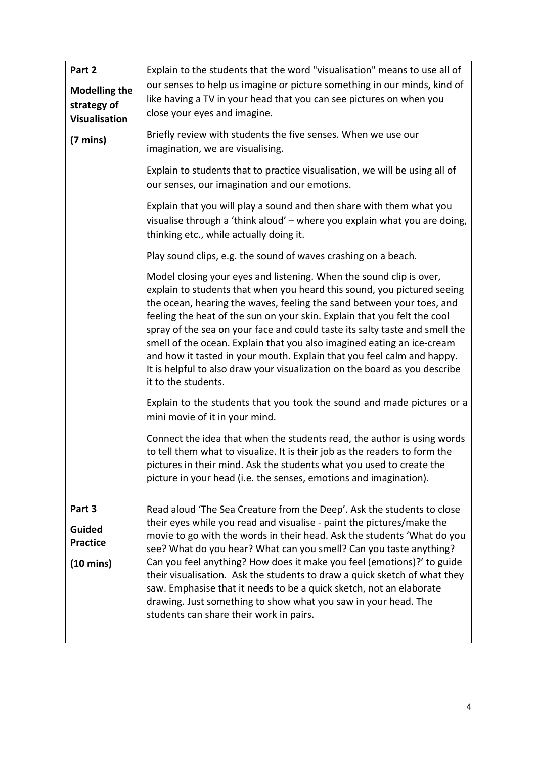| | |
|---|---|
| **Part 2**<br><br>**Modelling the strategy of Visualisation**<br><br>**(7 mins)** | Explain to the students that the word "visualisation" means to use all of our senses to help us imagine or picture something in our minds, kind of like having a TV in your head that you can see pictures on when you close your eyes and imagine.<br><br>Briefly review with students the five senses. When we use our imagination, we are visualising.<br><br>Explain to students that to practice visualisation, we will be using all of our senses, our imagination and our emotions.<br><br>Explain that you will play a sound and then share with them what you visualise through a 'think aloud' – where you explain what you are doing, thinking etc., while actually doing it.<br><br>Play sound clips, e.g. the sound of waves crashing on a beach.<br><br>Model closing your eyes and listening. When the sound clip is over, explain to students that when you heard this sound, you pictured seeing the ocean, hearing the waves, feeling the sand between your toes, and feeling the heat of the sun on your skin. Explain that you felt the cool spray of the sea on your face and could taste its salty taste and smell the smell of the ocean. Explain that you also imagined eating an ice-cream and how it tasted in your mouth. Explain that you feel calm and happy. It is helpful to also draw your visualization on the board as you describe it to the students.<br><br>Explain to the students that you took the sound and made pictures or a mini movie of it in your mind.<br><br>Connect the idea that when the students read, the author is using words to tell them what to visualize. It is their job as the readers to form the pictures in their mind. Ask the students what you used to create the picture in your head (i.e. the senses, emotions and imagination). |
| **Part 3**<br><br>**Guided Practice**<br><br>**(10 mins)** | Read aloud 'The Sea Creature from the Deep'. Ask the students to close their eyes while you read and visualise - paint the pictures/make the movie to go with the words in their head. Ask the students 'What do you see? What do you hear? What can you smell? Can you taste anything? Can you feel anything? How does it make you feel (emotions)?' to guide their visualisation. Ask the students to draw a quick sketch of what they saw. Emphasise that it needs to be a quick sketch, not an elaborate drawing. Just something to show what you saw in your head. The students can share their work in pairs. |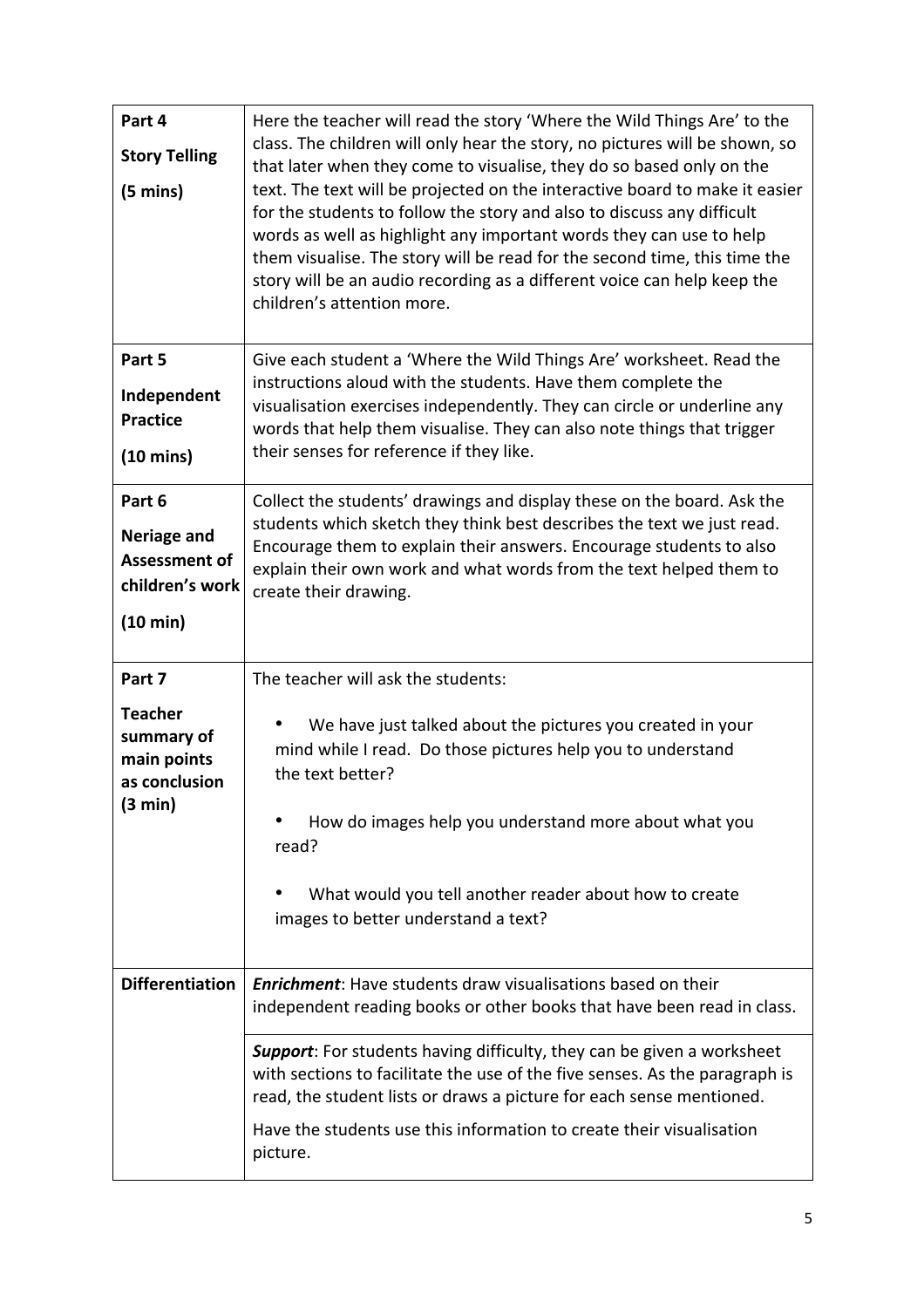| | |
|---|---|
| **Part 4**<br>**Story Telling**<br>**(5 mins)** | Here the teacher will read the story 'Where the Wild Things Are' to the class. The children will only hear the story, no pictures will be shown, so that later when they come to visualise, they do so based only on the text. The text will be projected on the interactive board to make it easier for the students to follow the story and also to discuss any difficult words as well as highlight any important words they can use to help them visualise. The story will be read for the second time, this time the story will be an audio recording as a different voice can help keep the children's attention more. |
| **Part 5**<br>**Independent Practice**<br>**(10 mins)** | Give each student a 'Where the Wild Things Are' worksheet. Read the instructions aloud with the students. Have them complete the visualisation exercises independently. They can circle or underline any words that help them visualise. They can also note things that trigger their senses for reference if they like. |
| **Part 6**<br>**Neriage and Assessment of children's work**<br>**(10 min)** | Collect the students' drawings and display these on the board. Ask the students which sketch they think best describes the text we just read. Encourage them to explain their answers. Encourage students to also explain their own work and what words from the text helped them to create their drawing. |
| **Part 7**<br>**Teacher summary of main points as conclusion**<br>**(3 min)** | The teacher will ask the students:<br>• We have just talked about the pictures you created in your mind while I read. Do those pictures help you to understand the text better?<br>• How do images help you understand more about what you read?<br>• What would you tell another reader about how to create images to better understand a text? |
| **Differentiation** | ***Enrichment***: Have students draw visualisations based on their independent reading books or other books that have been read in class. |
| | ***Support***: For students having difficulty, they can be given a worksheet with sections to facilitate the use of the five senses. As the paragraph is read, the student lists or draws a picture for each sense mentioned.<br>Have the students use this information to create their visualisation picture. |